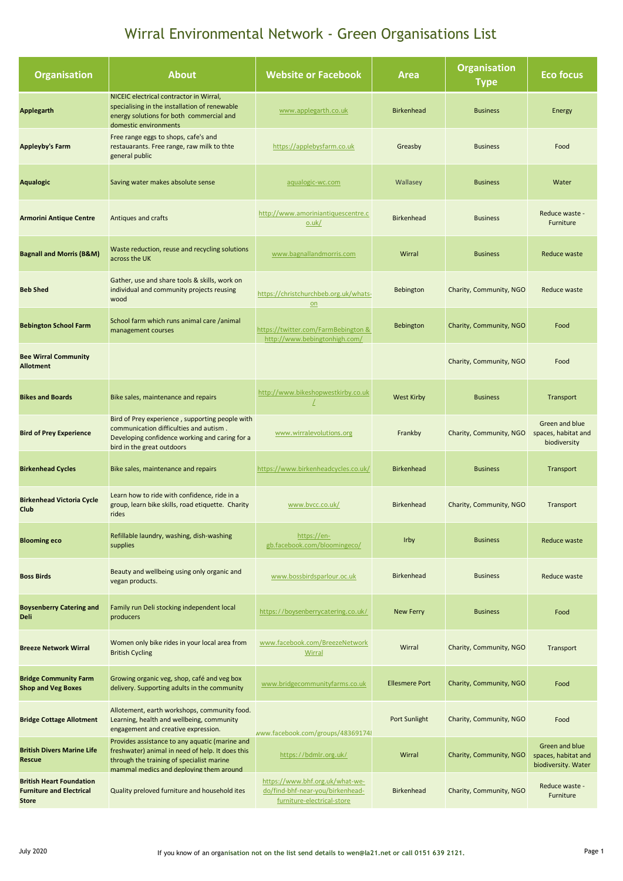# Wirral Environmental Network - Green Organisations List

| Organisation | About | Website or Facebook | Area | Organisation Type | Eco focus |
|---|---|---|---|---|---|
| **Applegarth** | NICEIC electrical contractor in Wirral, specialising in the installation of renewable energy solutions for both commercial and domestic environments | www.applegarth.co.uk | Birkenhead | Business | Energy |
| **Appleyby's Farm** | Free range eggs to shops, cafe's and restauaurants. Free range, raw milk to thte general public | https://applebysfarm.co.uk | Greasby | Business | Food |
| **Aqualogic** | Saving water makes absolute sense | aqualogic-wc.com | Wallasey | Business | Water |
| **Armorini Antique Centre** | Antiques and crafts | http://www.amoriniantiquescentre.co.uk/ | Birkenhead | Business | Reduce waste - Furniture |
| **Bagnall and Morris (B&M)** | Waste reduction, reuse and recycling solutions across the UK | www.bagnallandmorris.com | Wirral | Business | Reduce waste |
| **Beb Shed** | Gather, use and share tools & skills, work on individual and community projects reusing wood | https://christchurchbeb.org.uk/whats-on | Bebington | Charity, Community, NGO | Reduce waste |
| **Bebington School Farm** | School farm which runs animal care /animal management courses | https://twitter.com/FarmBebington & http://www.bebingtonhigh.com/ | Bebington | Charity, Community, NGO | Food |
| **Bee Wirral Community Allotment** | | | | Charity, Community, NGO | Food |
| **Bikes and Boards** | Bike sales, maintenance and repairs | http://www.bikeshopwestkirby.co.uk/ | West Kirby | Business | Transport |
| **Bird of Prey Experience** | Bird of Prey experience , supporting people with communication difficulties and autism . Developing confidence working and caring for a bird in the great outdoors | www.wirralevolutions.org | Frankby | Charity, Community, NGO | Green and blue spaces, habitat and biodiversity |
| **Birkenhead Cycles** | Bike sales, maintenance and repairs | https://www.birkenheadcycles.co.uk/ | Birkenhead | Business | Transport |
| **Birkenhead Victoria Cycle Club** | Learn how to ride with confidence, ride in a group, learn bike skills, road etiquette. Charity rides | www.bvcc.co.uk/ | Birkenhead | Charity, Community, NGO | Transport |
| **Blooming eco** | Refillable laundry, washing, dish-washing supplies | https://en-gb.facebook.com/bloomingeco/ | Irby | Business | Reduce waste |
| **Boss Birds** | Beauty and wellbeing using only organic and vegan products. | www.bossbirdsparlour.oc.uk | Birkenhead | Business | Reduce waste |
| **Boysenberry Catering and Deli** | Family run Deli stocking independent local producers | https://boysenberrycatering.co.uk/ | New Ferry | Business | Food |
| **Breeze Network Wirral** | Women only bike rides in your local area from British Cycling | www.facebook.com/BreezeNetworkWirral | Wirral | Charity, Community, NGO | Transport |
| **Bridge Community Farm Shop and Veg Boxes** | Growing organic veg, shop, café and veg box delivery. Supporting adults in the community | www.bridgecommunityfarms.co.uk | Ellesmere Port | Charity, Community, NGO | Food |
| **Bridge Cottage Allotment** | Allotement, earth workshops, community food. Learning, health and wellbeing, community engagement and creative expression. | www.facebook.com/groups/48369174 | Port Sunlight | Charity, Community, NGO | Food |
| **British Divers Marine Life Rescue** | Provides assistance to any aquatic (marine and freshwater) animal in need of help. It does this through the training of specialist marine mammal medics and deploying them around | https://bdmlr.org.uk/ | Wirral | Charity, Community, NGO | Green and blue spaces, habitat and biodiversity. Water |
| **British Heart Foundation Furniture and Electrical Store** | Quality preloved furniture and household ites | https://www.bhf.org.uk/what-we-do/find-bhf-near-you/birkenhead-furniture-electrical-store | Birkenhead | Charity, Community, NGO | Reduce waste - Furniture |

July 2020

If you know of an organisation not on the list send details to wen@la21.net or call 0151 639 2121.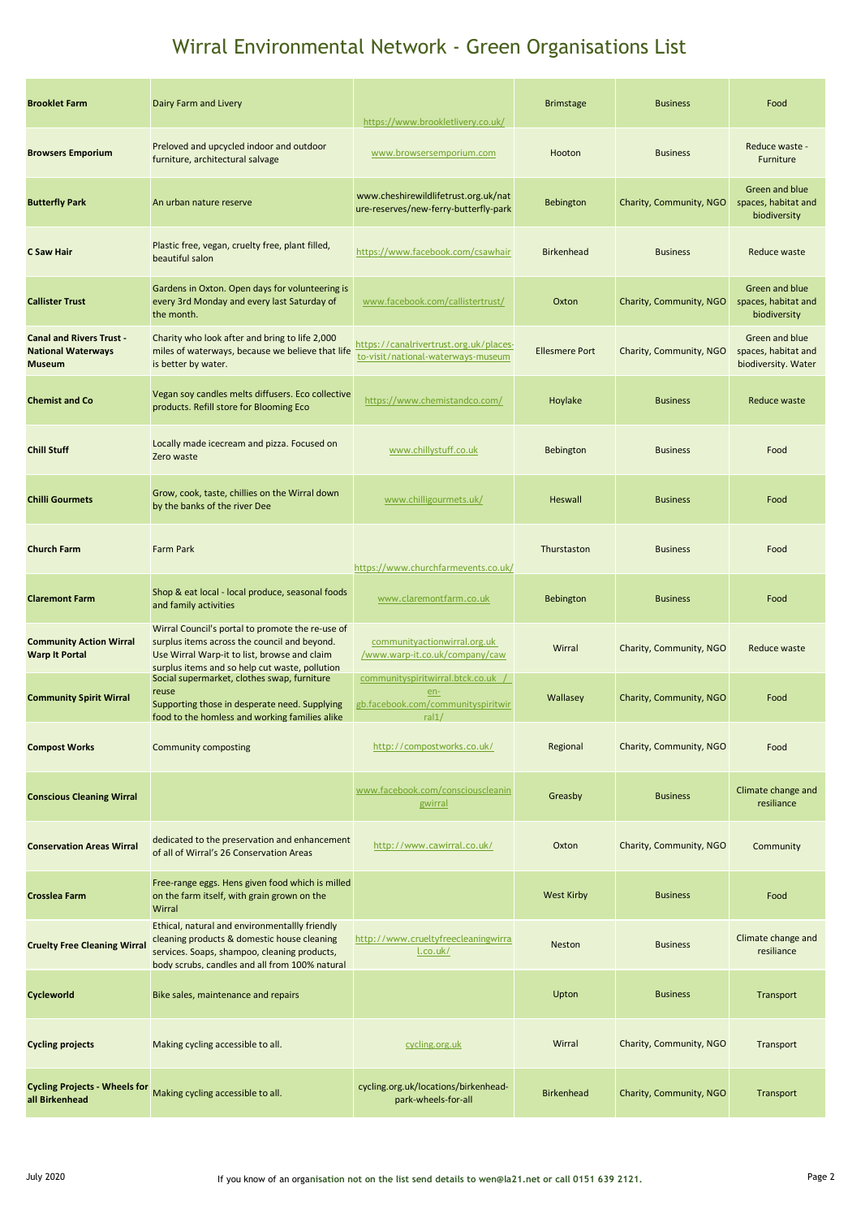# Wirral Environmental Network - Green Organisations List

| | | | | | |
|---|---|---|---|---|---|
| **Brooklet Farm** | Dairy Farm and Livery | https://www.brookletlivery.co.uk/ | Brimstage | Business | Food |
| **Browsers Emporium** | Preloved and upcycled indoor and outdoor furniture, architectural salvage | www.browsersemporium.com | Hooton | Business | Reduce waste - Furniture |
| **Butterfly Park** | An urban nature reserve | www.cheshirewildlifetrust.org.uk/nature-reserves/new-ferry-butterfly-park | Bebington | Charity, Community, NGO | Green and blue spaces, habitat and biodiversity |
| **C Saw Hair** | Plastic free, vegan, cruelty free, plant filled, beautiful salon | https://www.facebook.com/csawhair | Birkenhead | Business | Reduce waste |
| **Callister Trust** | Gardens in Oxton. Open days for volunteering is every 3rd Monday and every last Saturday of the month. | www.facebook.com/callistertrust/ | Oxton | Charity, Community, NGO | Green and blue spaces, habitat and biodiversity |
| **Canal and Rivers Trust - National Waterways Museum** | Charity who look after and bring to life 2,000 miles of waterways, because we believe that life is better by water. | https://canalrivertrust.org.uk/places-to-visit/national-waterways-museum | Ellesmere Port | Charity, Community, NGO | Green and blue spaces, habitat and biodiversity. Water |
| **Chemist and Co** | Vegan soy candles melts diffusers. Eco collective products. Refill store for Blooming Eco | https://www.chemistandco.com/ | Hoylake | Business | Reduce waste |
| **Chill Stuff** | Locally made icecream and pizza. Focused on Zero waste | www.chillystuff.co.uk | Bebington | Business | Food |
| **Chilli Gourmets** | Grow, cook, taste, chillies on the Wirral down by the banks of the river Dee | www.chilligourmets.uk/ | Heswall | Business | Food |
| **Church Farm** | Farm Park | https://www.churchfarmevents.co.uk/ | Thurstaston | Business | Food |
| **Claremont Farm** | Shop & eat local - local produce, seasonal foods and family activities | www.claremontfarm.co.uk | Bebington | Business | Food |
| **Community Action Wirral Warp It Portal** | Wirral Council's portal to promote the re-use of surplus items across the council and beyond. Use Wirral Warp-it to list, browse and claim surplus items and so help cut waste, pollution | communityactionwirral.org.uk /www.warp-it.co.uk/company/caw | Wirral | Charity, Community, NGO | Reduce waste |
| **Community Spirit Wirral** | Social supermarket, clothes swap, furniture reuse<br>Supporting those in desperate need. Supplying food to the homless and working families alike | communityspiritwirral.btck.co.uk / en-gb.facebook.com/communityspiritwirral1/ | Wallasey | Charity, Community, NGO | Food |
| **Compost Works** | Community composting | http://compostworks.co.uk/ | Regional | Charity, Community, NGO | Food |
| **Conscious Cleaning Wirral** | | www.facebook.com/consciouscleaningwirral | Greasby | Business | Climate change and resiliance |
| **Conservation Areas Wirral** | dedicated to the preservation and enhancement of all of Wirral's 26 Conservation Areas | http://www.cawirral.co.uk/ | Oxton | Charity, Community, NGO | Community |
| **Crosslea Farm** | Free-range eggs. Hens given food which is milled on the farm itself, with grain grown on the Wirral | | West Kirby | Business | Food |
| **Cruelty Free Cleaning Wirral** | Ethical, natural and environmentallly friendly cleaning products & domestic house cleaning services. Soaps, shampoo, cleaning products, body scrubs, candles and all from 100% natural | http://www.crueltyfreecleaningwirral.co.uk/ | Neston | Business | Climate change and resiliance |
| **Cycleworld** | Bike sales, maintenance and repairs | | Upton | Business | Transport |
| **Cycling projects** | Making cycling accessible to all. | cycling.org.uk | Wirral | Charity, Community, NGO | Transport |
| **Cycling Projects - Wheels for all Birkenhead** | Making cycling accessible to all. | cycling.org.uk/locations/birkenhead-park-wheels-for-all | Birkenhead | Charity, Community, NGO | Transport |

July 2020

If you know of an organisation not on the list send details to wen@la21.net or call 0151 639 2121.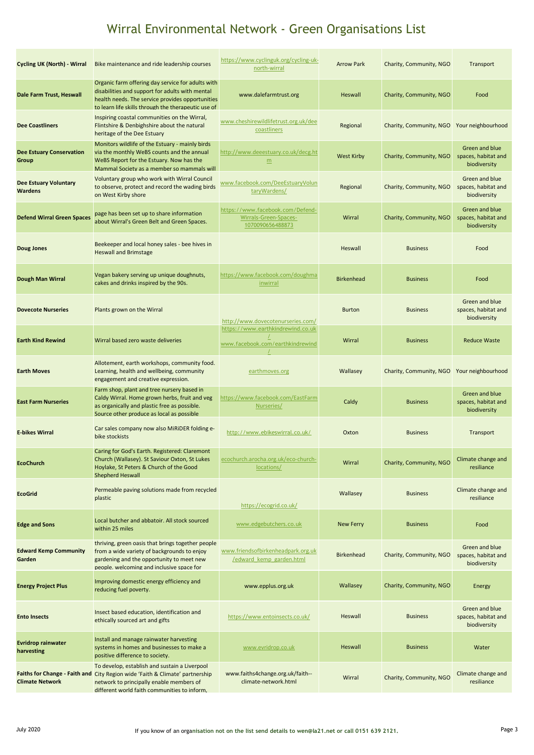# Wirral Environmental Network - Green Organisations List

| | | | | | |
|---|---|---|---|---|---|
| **Cycling UK (North) - Wirral** | Bike maintenance and ride leadership courses | https://www.cyclinguk.org/cycling-uk-north-wirral | Arrow Park | Charity, Community, NGO | Transport |
| **Dale Farm Trust, Heswall** | Organic farm offering day service for adults with disabilities and support for adults with mental health needs. The service provides opportunities to learn life skills through the therapeutic use of | www.dalefarmtrust.org | Heswall | Charity, Community, NGO | Food |
| **Dee Coastliners** | Inspiring coastal communities on the Wirral, Flintshire & Denbighshire about the natural heritage of the Dee Estuary | www.cheshirewildlifetrust.org.uk/dee coastliners | Regional | Charity, Community, NGO | Your neighbourhood |
| **Dee Estuary Conservation Group** | Monitors wildlife of the Estuary - mainly birds via the monthly WeBS counts and the annual WeBS Report for the Estuary. Now has the Mammal Society as a member so mammals will | http://www.deeestuary.co.uk/decg.htm | West Kirby | Charity, Community, NGO | Green and blue spaces, habitat and biodiversity |
| **Dee Estuary Voluntary Wardens** | Voluntary group who work with Wirral Council to observe, protect and record the wading birds on West Kirby shore | www.facebook.com/DeeEstuaryVoluntaryWardens/ | Regional | Charity, Community, NGO | Green and blue spaces, habitat and biodiversity |
| **Defend Wirral Green Spaces** | page has been set up to share information about Wirral's Green Belt and Green Spaces. | https://www.facebook.com/Defend-Wirrals-Green-Spaces-1070090656488873 | Wirral | Charity, Community, NGO | Green and blue spaces, habitat and biodiversity |
| **Doug Jones** | Beekeeper and local honey sales - bee hives in Heswall and Brimstage | | Heswall | Business | Food |
| **Dough Man Wirral** | Vegan bakery serving up unique doughnuts, cakes and drinks inspired by the 90s. | https://www.facebook.com/doughmainwirral | Birkenhead | Business | Food |
| **Dovecote Nurseries** | Plants grown on the Wirral | http://www.dovecotenurseries.com/ | Burton | Business | Green and blue spaces, habitat and biodiversity |
| **Earth Kind Rewind** | Wirral based zero waste deliveries | https://www.earthkindrewind.co.uk/ www.facebook.com/earthkindrewind/ | Wirral | Business | Reduce Waste |
| **Earth Moves** | Allotement, earth workshops, community food. Learning, health and wellbeing, community engagement and creative expression. | earthmoves.org | Wallasey | Charity, Community, NGO | Your neighbourhood |
| **East Farm Nurseries** | Farm shop, plant and tree nursery based in Caldy Wirral. Home grown herbs, fruit and veg as organically and plastic free as possible. Source other produce as local as possible | https://www.facebook.com/EastFarmNurseries/ | Caldy | Business | Green and blue spaces, habitat and biodiversity |
| **E-bikes Wirral** | Car sales company now also MiRiDER folding e-bike stockists | http://www.ebikeswirral.co.uk/ | Oxton | Business | Transport |
| **EcoChurch** | Caring for God's Earth. Registered: Claremont Church (Wallasey). St Saviour Oxton, St Lukes Hoylake, St Peters & Church of the Good Shepherd Heswall | ecochurch.arocha.org.uk/eco-church-locations/ | Wirral | Charity, Community, NGO | Climate change and resiliance |
| **EcoGrid** | Permeable paving solutions made from recycled plastic | https://ecogrid.co.uk/ | Wallasey | Business | Climate change and resiliance |
| **Edge and Sons** | Local butcher and abbatoir. All stock sourced within 25 miles | www.edgebutchers.co.uk | New Ferry | Business | Food |
| **Edward Kemp Community Garden** | thriving, green oasis that brings together people from a wide variety of backgrounds to enjoy gardening and the opportunity to meet new people. welcoming and inclusive space for | www.friendsofbirkenheadpark.org.uk/edward_kemp_garden.html | Birkenhead | Charity, Community, NGO | Green and blue spaces, habitat and biodiversity |
| **Energy Project Plus** | Improving domestic energy efficiency and reducing fuel poverty. | www.epplus.org.uk | Wallasey | Charity, Community, NGO | Energy |
| **Ento Insects** | Insect based education, identification and ethically sourced art and gifts | https://www.entoinsects.co.uk/ | Heswall | Business | Green and blue spaces, habitat and biodiversity |
| **Evridrop rainwater harvesting** | Install and manage rainwater harvesting systems in homes and businesses to make a positive difference to society. | www.evridrop.co.uk | Heswall | Business | Water |
| **Faiths for Change - Faith and Climate Network** | To develop, establish and sustain a Liverpool City Region wide 'Faith & Climate' partnership network to principally enable members of different world faith communities to inform, | www.faiths4change.org.uk/faith--climate-network.html | Wirral | Charity, Community, NGO | Climate change and resiliance |

July 2020

If you know of an organisation not on the list send details to wen@la21.net or call 0151 639 2121.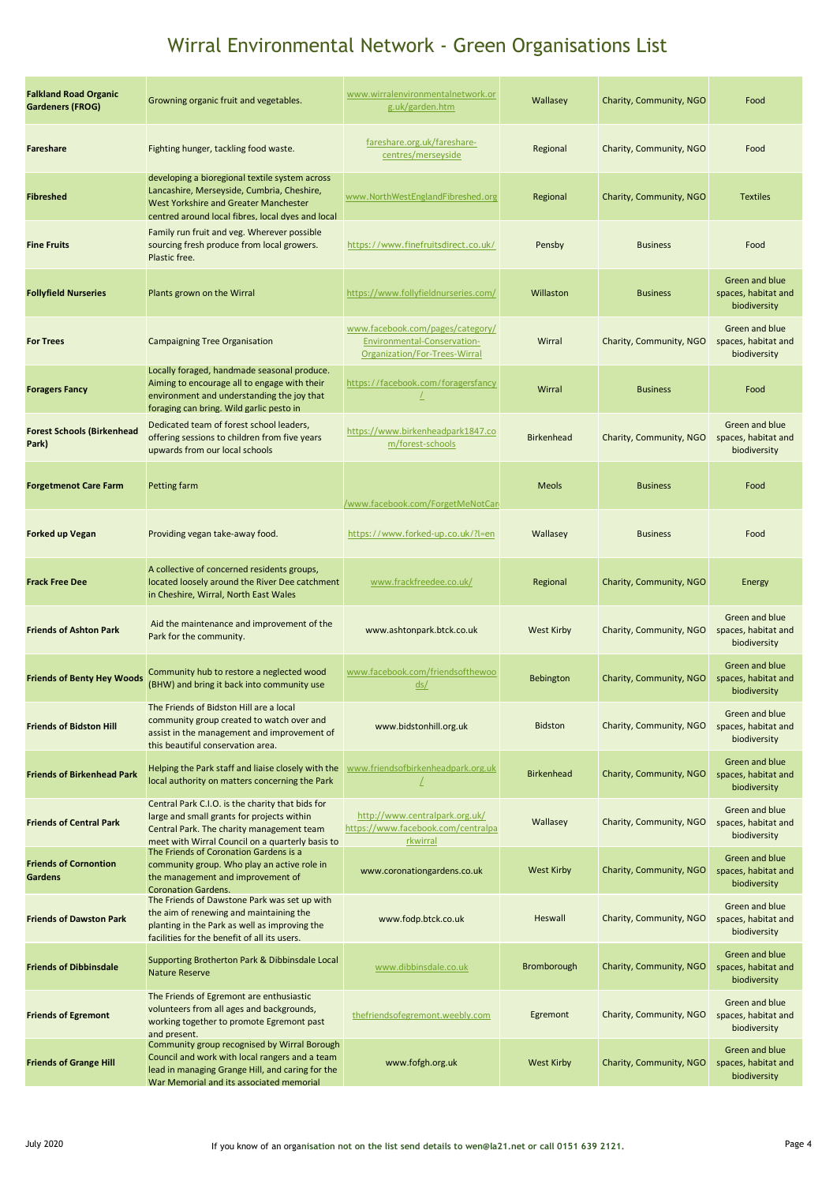# Wirral Environmental Network - Green Organisations List

| | | | | | |
|---|---|---|---|---|---|
| **Falkland Road Organic Gardeners (FROG)** | Growning organic fruit and vegetables. | www.wirralenvironmentalnetwork.org.uk/garden.htm | Wallasey | Charity, Community, NGO | Food |
| **Fareshare** | Fighting hunger, tackling food waste. | fareshare.org.uk/fareshare-centres/merseyside | Regional | Charity, Community, NGO | Food |
| **Fibreshed** | developing a bioregional textile system across Lancashire, Merseyside, Cumbria, Cheshire, West Yorkshire and Greater Manchester centred around local fibres, local dyes and local | www.NorthWestEnglandFibreshed.org | Regional | Charity, Community, NGO | Textiles |
| **Fine Fruits** | Family run fruit and veg. Wherever possible sourcing fresh produce from local growers. Plastic free. | https://www.finefruitsdirect.co.uk/ | Pensby | Business | Food |
| **Follyfield Nurseries** | Plants grown on the Wirral | https://www.follyfieldnurseries.com/ | Willaston | Business | Green and blue spaces, habitat and biodiversity |
| **For Trees** | Campaigning Tree Organisation | www.facebook.com/pages/category/Environmental-Conservation-Organization/For-Trees-Wirral | Wirral | Charity, Community, NGO | Green and blue spaces, habitat and biodiversity |
| **Foragers Fancy** | Locally foraged, handmade seasonal produce. Aiming to encourage all to engage with their environment and understanding the joy that foraging can bring. Wild garlic pesto in | https://facebook.com/foragersfancy/ | Wirral | Business | Food |
| **Forest Schools (Birkenhead Park)** | Dedicated team of forest school leaders, offering sessions to children from five years upwards from our local schools | https://www.birkenheadpark1847.com/forest-schools | Birkenhead | Charity, Community, NGO | Green and blue spaces, habitat and biodiversity |
| **Forgetmenot Care Farm** | Petting farm | /www.facebook.com/ForgetMeNotCar | Meols | Business | Food |
| **Forked up Vegan** | Providing vegan take-away food. | https://www.forked-up.co.uk/?l=en | Wallasey | Business | Food |
| **Frack Free Dee** | A collective of concerned residents groups, located loosely around the River Dee catchment in Cheshire, Wirral, North East Wales | www.frackfreedee.co.uk/ | Regional | Charity, Community, NGO | Energy |
| **Friends of Ashton Park** | Aid the maintenance and improvement of the Park for the community. | www.ashtonpark.btck.co.uk | West Kirby | Charity, Community, NGO | Green and blue spaces, habitat and biodiversity |
| **Friends of Benty Hey Woods** | Community hub to restore a neglected wood (BHW) and bring it back into community use | www.facebook.com/friendsofthewoods/ | Bebington | Charity, Community, NGO | Green and blue spaces, habitat and biodiversity |
| **Friends of Bidston Hill** | The Friends of Bidston Hill are a local community group created to watch over and assist in the management and improvement of this beautiful conservation area. | www.bidstonhill.org.uk | Bidston | Charity, Community, NGO | Green and blue spaces, habitat and biodiversity |
| **Friends of Birkenhead Park** | Helping the Park staff and liaise closely with the local authority on matters concerning the Park | www.friendsofbirkenheadpark.org.uk/ | Birkenhead | Charity, Community, NGO | Green and blue spaces, habitat and biodiversity |
| **Friends of Central Park** | Central Park C.I.O. is the charity that bids for large and small grants for projects within Central Park. The charity management team meet with Wirral Council on a quarterly basis to | http://www.centralpark.org.uk/ https://www.facebook.com/centralparkwirral | Wallasey | Charity, Community, NGO | Green and blue spaces, habitat and biodiversity |
| **Friends of Cornontion Gardens** | The Friends of Coronation Gardens is a community group. Who play an active role in the management and improvement of Coronation Gardens. | www.coronationgardens.co.uk | West Kirby | Charity, Community, NGO | Green and blue spaces, habitat and biodiversity |
| **Friends of Dawston Park** | The Friends of Dawstone Park was set up with the aim of renewing and maintaining the planting in the Park as well as improving the facilities for the benefit of all its users. | www.fodp.btck.co.uk | Heswall | Charity, Community, NGO | Green and blue spaces, habitat and biodiversity |
| **Friends of Dibbinsdale** | Supporting Brotherton Park & Dibbinsdale Local Nature Reserve | www.dibbinsdale.co.uk | Bromborough | Charity, Community, NGO | Green and blue spaces, habitat and biodiversity |
| **Friends of Egremont** | The Friends of Egremont are enthusiastic volunteers from all ages and backgrounds, working together to promote Egremont past and present. | thefriendsofegremont.weebly.com | Egremont | Charity, Community, NGO | Green and blue spaces, habitat and biodiversity |
| **Friends of Grange Hill** | Community group recognised by Wirral Borough Council and work with local rangers and a team lead in managing Grange Hill, and caring for the War Memorial and its associated memorial | www.fofgh.org.uk | West Kirby | Charity, Community, NGO | Green and blue spaces, habitat and biodiversity |

July 2020 — If you know of an organisation not on the list send details to wen@la21.net or call 0151 639 2121.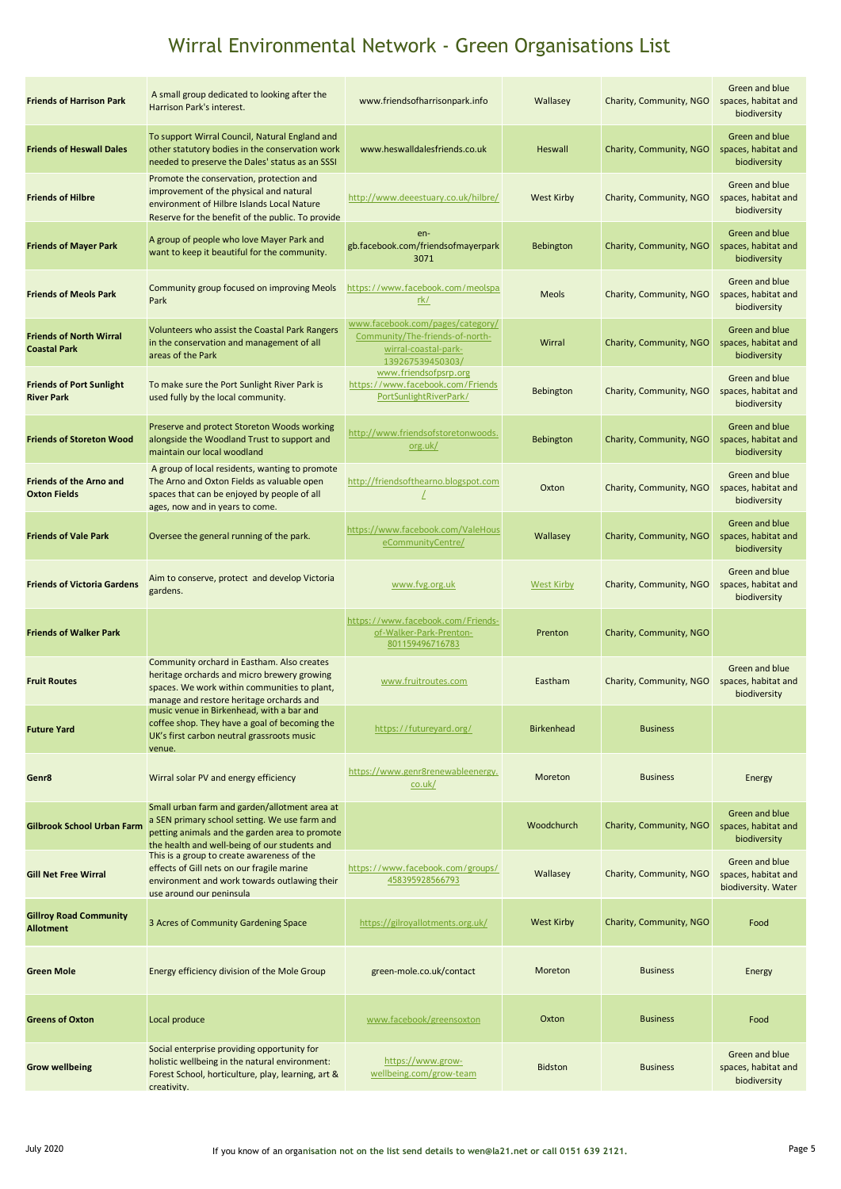# Wirral Environmental Network - Green Organisations List

| | | | | | |
|---|---|---|---|---|---|
| **Friends of Harrison Park** | A small group dedicated to looking after the Harrison Park's interest. | www.friendsofharrisonpark.info | Wallasey | Charity, Community, NGO | Green and blue spaces, habitat and biodiversity |
| **Friends of Heswall Dales** | To support Wirral Council, Natural England and other statutory bodies in the conservation work needed to preserve the Dales' status as an SSSI | www.heswalldalesfriends.co.uk | Heswall | Charity, Community, NGO | Green and blue spaces, habitat and biodiversity |
| **Friends of Hilbre** | Promote the conservation, protection and improvement of the physical and natural environment of Hilbre Islands Local Nature Reserve for the benefit of the public. To provide | http://www.deeestuary.co.uk/hilbre/ | West Kirby | Charity, Community, NGO | Green and blue spaces, habitat and biodiversity |
| **Friends of Mayer Park** | A group of people who love Mayer Park and want to keep it beautiful for the community. | en-gb.facebook.com/friendsofmayerpark3071 | Bebington | Charity, Community, NGO | Green and blue spaces, habitat and biodiversity |
| **Friends of Meols Park** | Community group focused on improving Meols Park | https://www.facebook.com/meolspark/ | Meols | Charity, Community, NGO | Green and blue spaces, habitat and biodiversity |
| **Friends of North Wirral Coastal Park** | Volunteers who assist the Coastal Park Rangers in the conservation and management of all areas of the Park | www.facebook.com/pages/category/Community/The-friends-of-north-wirral-coastal-park-139267539450303/ | Wirral | Charity, Community, NGO | Green and blue spaces, habitat and biodiversity |
| **Friends of Port Sunlight River Park** | To make sure the Port Sunlight River Park is used fully by the local community. | www.friendsofpsrp.org https://www.facebook.com/FriendsPortSunlightRiverPark/ | Bebington | Charity, Community, NGO | Green and blue spaces, habitat and biodiversity |
| **Friends of Storeton Wood** | Preserve and protect Storeton Woods working alongside the Woodland Trust to support and maintain our local woodland | http://www.friendsofstoretonwoods.org.uk/ | Bebington | Charity, Community, NGO | Green and blue spaces, habitat and biodiversity |
| **Friends of the Arno and Oxton Fields** | A group of local residents, wanting to promote The Arno and Oxton Fields as valuable open spaces that can be enjoyed by people of all ages, now and in years to come. | http://friendsofthearno.blogspot.com/ | Oxton | Charity, Community, NGO | Green and blue spaces, habitat and biodiversity |
| **Friends of Vale Park** | Oversee the general running of the park. | https://www.facebook.com/ValeHouseCommunityCentre/ | Wallasey | Charity, Community, NGO | Green and blue spaces, habitat and biodiversity |
| **Friends of Victoria Gardens** | Aim to conserve, protect and develop Victoria gardens. | www.fvg.org.uk | West Kirby | Charity, Community, NGO | Green and blue spaces, habitat and biodiversity |
| **Friends of Walker Park** | | https://www.facebook.com/Friends-of-Walker-Park-Prenton-801159496716783 | Prenton | Charity, Community, NGO | |
| **Fruit Routes** | Community orchard in Eastham. Also creates heritage orchards and micro brewery growing spaces. We work within communities to plant, manage and restore heritage orchards and | www.fruitroutes.com | Eastham | Charity, Community, NGO | Green and blue spaces, habitat and biodiversity |
| **Future Yard** | music venue in Birkenhead, with a bar and coffee shop. They have a goal of becoming the UK's first carbon neutral grassroots music venue. | https://futureyard.org/ | Birkenhead | Business | |
| **Genr8** | Wirral solar PV and energy efficiency | https://www.genr8renewableenergy.co.uk/ | Moreton | Business | Energy |
| **Gilbrook School Urban Farm** | Small urban farm and garden/allotment area at a SEN primary school setting. We use farm and petting animals and the garden area to promote the health and well-being of our students and | | Woodchurch | Charity, Community, NGO | Green and blue spaces, habitat and biodiversity |
| **Gill Net Free Wirral** | This is a group to create awareness of the effects of Gill nets on our fragile marine environment and work towards outlawing their use around our peninsula | https://www.facebook.com/groups/458395928566793 | Wallasey | Charity, Community, NGO | Green and blue spaces, habitat and biodiversity. Water |
| **Gillroy Road Community Allotment** | 3 Acres of Community Gardening Space | https://gilroyallotments.org.uk/ | West Kirby | Charity, Community, NGO | Food |
| **Green Mole** | Energy efficiency division of the Mole Group | green-mole.co.uk/contact | Moreton | Business | Energy |
| **Greens of Oxton** | Local produce | www.facebook/greensoxton | Oxton | Business | Food |
| **Grow wellbeing** | Social enterprise providing opportunity for holistic wellbeing in the natural environment: Forest School, horticulture, play, learning, art & creativity. | https://www.grow-wellbeing.com/grow-team | Bidston | Business | Green and blue spaces, habitat and biodiversity |

July 2020

If you know of an organisation not on the list send details to wen@la21.net or call 0151 639 2121.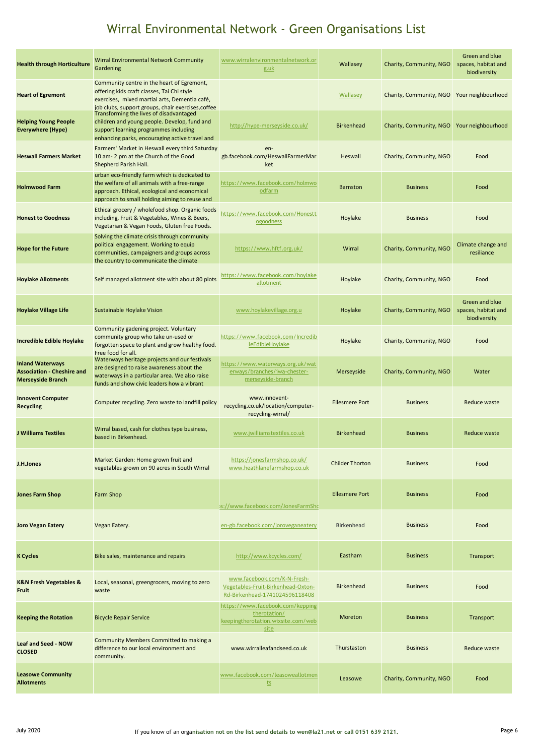# Wirral Environmental Network - Green Organisations List

| | | | | | |
|---|---|---|---|---|---|
| **Health through Horticulture** | Wirral Environmental Network Community Gardening | www.wirralenvironmentalnetwork.org.uk | Wallasey | Charity, Community, NGO | Green and blue spaces, habitat and biodiversity |
| **Heart of Egremont** | Community centre in the heart of Egremont, offering kids craft classes, Tai Chi style exercises, mixed martial arts, Dementia café, job clubs, support groups, chair exercises,coffee | | Wallasey | Charity, Community, NGO | Your neighbourhood |
| **Helping Young People Everywhere (Hype)** | Transforming the lives of disadvantaged children and young people. Develop, fund and support learning programmes including enhancing parks, encouraging active travel and | http://hype-merseyside.co.uk/ | Birkenhead | Charity, Community, NGO | Your neighbourhood |
| **Heswall Farmers Market** | Farmers' Market in Heswall every third Saturday 10 am- 2 pm at the Church of the Good Shepherd Parish Hall. | en-gb.facebook.com/HeswallFarmerMarket | Heswall | Charity, Community, NGO | Food |
| **Holmwood Farm** | urban eco-friendly farm which is dedicated to the welfare of all animals with a free-range approach. Ethical, ecological and economical approach to small holding aiming to reuse and | https://www.facebook.com/holmwoodfarm | Barnston | Business | Food |
| **Honest to Goodness** | Ethical grocery / wholefood shop. Organic foods including, Fruit & Vegetables, Wines & Beers, Vegetarian & Vegan Foods, Gluten free Foods. | https://www.facebook.com/Honesttogoodness | Hoylake | Business | Food |
| **Hope for the Future** | Solving the climate crisis through community political engagement. Working to equip communities, campaigners and groups across the country to communicate the climate | https://www.hftf.org.uk/ | Wirral | Charity, Community, NGO | Climate change and resiliance |
| **Hoylake Allotments** | Self managed allotment site with about 80 plots | https://www.facebook.com/hoylakeallotment | Hoylake | Charity, Community, NGO | Food |
| **Hoylake Village Life** | Sustainable Hoylake Vision | www.hoylakevillage.org.u | Hoylake | Charity, Community, NGO | Green and blue spaces, habitat and biodiversity |
| **Incredible Edible Hoylake** | Community gadening project. Voluntary community group who take un-used or forgotten space to plant and grow healthy food. Free food for all. | https://www.facebook.com/IncredibleEdibleHoylake | Hoylake | Charity, Community, NGO | Food |
| **Inland Waterways Association - Cheshire and Merseyside Branch** | Waterways heritage projects and our festivals are designed to raise awareness about the waterways in a particular area. We also raise funds and show civic leaders how a vibrant | https://www.waterways.org.uk/waterways/branches/iwa-chester-merseyside-branch | Merseyside | Charity, Community, NGO | Water |
| **Innovent Computer Recycling** | Computer recycling. Zero waste to landfill policy | www.innovent-recycling.co.uk/location/computer-recycling-wirral/ | Ellesmere Port | Business | Reduce waste |
| **J Williams Textiles** | Wirral based, cash for clothes type business, based in Birkenhead. | www.jwilliamstextiles.co.uk | Birkenhead | Business | Reduce waste |
| **J.H.Jones** | Market Garden: Home grown fruit and vegetables grown on 90 acres in South Wirral | https://jonesfarmshop.co.uk/ www.heathlanefarmshop.co.uk | Childer Thorton | Business | Food |
| **Jones Farm Shop** | Farm Shop | s://www.facebook.com/JonesFarmSho | Ellesmere Port | Business | Food |
| **Joro Vegan Eatery** | Vegan Eatery. | en-gb.facebook.com/joroveganeatery | Birkenhead | Business | Food |
| **K Cycles** | Bike sales, maintenance and repairs | http://www.kcycles.com/ | Eastham | Business | Transport |
| **K&N Fresh Vegetables & Fruit** | Local, seasonal, greengrocers, moving to zero waste | www.facebook.com/K-N-Fresh-Vegetables-Fruit-Birkenhead-Oxton-Rd-Birkenhead-1741024596118408 | Birkenhead | Business | Food |
| **Keeping the Rotation** | Bicycle Repair Service | https://www.facebook.com/keppingtherotation/ keepingtherotation.wixsite.com/website | Moreton | Business | Transport |
| **Leaf and Seed - NOW CLOSED** | Community Members Committed to making a difference to our local environment and community. | www.wirralleafandseed.co.uk | Thurstaston | Business | Reduce waste |
| **Leasowe Community Allotments** | | www.facebook.com/leasoweallotments | Leasowe | Charity, Community, NGO | Food |

July 2020 — If you know of an organisation not on the list send details to wen@la21.net or call 0151 639 2121.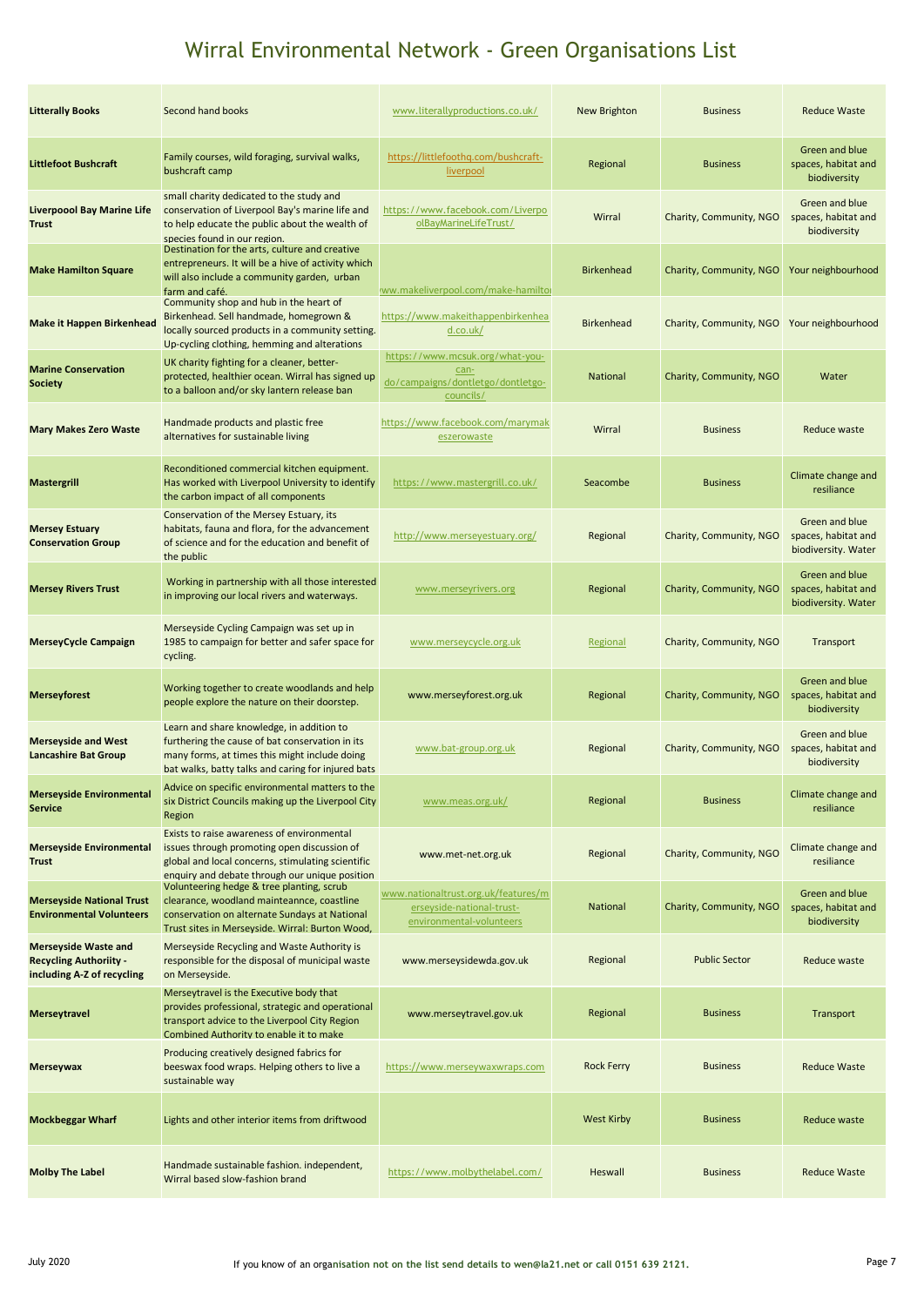# Wirral Environmental Network - Green Organisations List

| | | | | | |
|---|---|---|---|---|---|
| **Litterally Books** | Second hand books | www.literallyproductions.co.uk/ | New Brighton | Business | Reduce Waste |
| **Littlefoot Bushcraft** | Family courses, wild foraging, survival walks, bushcraft camp | https://littlefoothq.com/bushcraft-liverpool | Regional | Business | Green and blue spaces, habitat and biodiversity |
| **Liverpoool Bay Marine Life Trust** | small charity dedicated to the study and conservation of Liverpool Bay's marine life and to help educate the public about the wealth of species found in our region. | https://www.facebook.com/LiverpoolBayMarineLifeTrust/ | Wirral | Charity, Community, NGO | Green and blue spaces, habitat and biodiversity |
| **Make Hamilton Square** | Destination for the arts, culture and creative entrepreneurs. It will be a hive of activity which will also include a community garden, urban farm and café. | ww.makeliverpool.com/make-hamilto | Birkenhead | Charity, Community, NGO | Your neighbourhood |
| **Make it Happen Birkenhead** | Community shop and hub in the heart of Birkenhead. Sell handmade, homegrown & locally sourced products in a community setting. Up-cycling clothing, hemming and alterations | https://www.makeithappenbirkenhead.co.uk/ | Birkenhead | Charity, Community, NGO | Your neighbourhood |
| **Marine Conservation Society** | UK charity fighting for a cleaner, better-protected, healthier ocean. Wirral has signed up to a balloon and/or sky lantern release ban | https://www.mcsuk.org/what-you-can-do/campaigns/dontletgo/dontletgo-councils/ | National | Charity, Community, NGO | Water |
| **Mary Makes Zero Waste** | Handmade products and plastic free alternatives for sustainable living | https://www.facebook.com/marymakeszerowaste | Wirral | Business | Reduce waste |
| **Mastergrill** | Reconditioned commercial kitchen equipment. Has worked with Liverpool University to identify the carbon impact of all components | https://www.mastergrill.co.uk/ | Seacombe | Business | Climate change and resiliance |
| **Mersey Estuary Conservation Group** | Conservation of the Mersey Estuary, its habitats, fauna and flora, for the advancement of science and for the education and benefit of the public | http://www.merseyestuary.org/ | Regional | Charity, Community, NGO | Green and blue spaces, habitat and biodiversity. Water |
| **Mersey Rivers Trust** | Working in partnership with all those interested in improving our local rivers and waterways. | www.merseyrivers.org | Regional | Charity, Community, NGO | Green and blue spaces, habitat and biodiversity. Water |
| **MerseyCycle Campaign** | Merseyside Cycling Campaign was set up in 1985 to campaign for better and safer space for cycling. | www.merseycycle.org.uk | Regional | Charity, Community, NGO | Transport |
| **Merseyforest** | Working together to create woodlands and help people explore the nature on their doorstep. | www.merseyforest.org.uk | Regional | Charity, Community, NGO | Green and blue spaces, habitat and biodiversity |
| **Merseyside and West Lancashire Bat Group** | Learn and share knowledge, in addition to furthering the cause of bat conservation in its many forms, at times this might include doing bat walks, batty talks and caring for injured bats | www.bat-group.org.uk | Regional | Charity, Community, NGO | Green and blue spaces, habitat and biodiversity |
| **Merseyside Environmental Service** | Advice on specific environmental matters to the six District Councils making up the Liverpool City Region | www.meas.org.uk/ | Regional | Business | Climate change and resiliance |
| **Merseyside Environmental Trust** | Exists to raise awareness of environmental issues through promoting open discussion of global and local concerns, stimulating scientific enquiry and debate through our unique position | www.met-net.org.uk | Regional | Charity, Community, NGO | Climate change and resiliance |
| **Merseyside National Trust Environmental Volunteers** | Volunteering hedge & tree planting, scrub clearance, woodland mainteannce, coastline conservation on alternate Sundays at National Trust sites in Merseyside. Wirral: Burton Wood, | www.nationaltrust.org.uk/features/merseyside-national-trust-environmental-volunteers | National | Charity, Community, NGO | Green and blue spaces, habitat and biodiversity |
| **Merseyside Waste and Recycling Authority - including A-Z of recycling** | Merseyside Recycling and Waste Authority is responsible for the disposal of municipal waste on Merseyside. | www.merseysidewda.gov.uk | Regional | Public Sector | Reduce waste |
| **Merseytravel** | Merseytravel is the Executive body that provides professional, strategic and operational transport advice to the Liverpool City Region Combined Authority to enable it to make | www.merseytravel.gov.uk | Regional | Business | Transport |
| **Merseywax** | Producing creatively designed fabrics for beeswax food wraps. Helping others to live a sustainable way | https://www.merseywaxwraps.com | Rock Ferry | Business | Reduce Waste |
| **Mockbeggar Wharf** | Lights and other interior items from driftwood | | West Kirby | Business | Reduce waste |
| **Molby The Label** | Handmade sustainable fashion. independent, Wirral based slow-fashion brand | https://www.molbythelabel.com/ | Heswall | Business | Reduce Waste |

July 2020 — If you know of an organisation not on the list send details to wen@la21.net or call 0151 639 2121.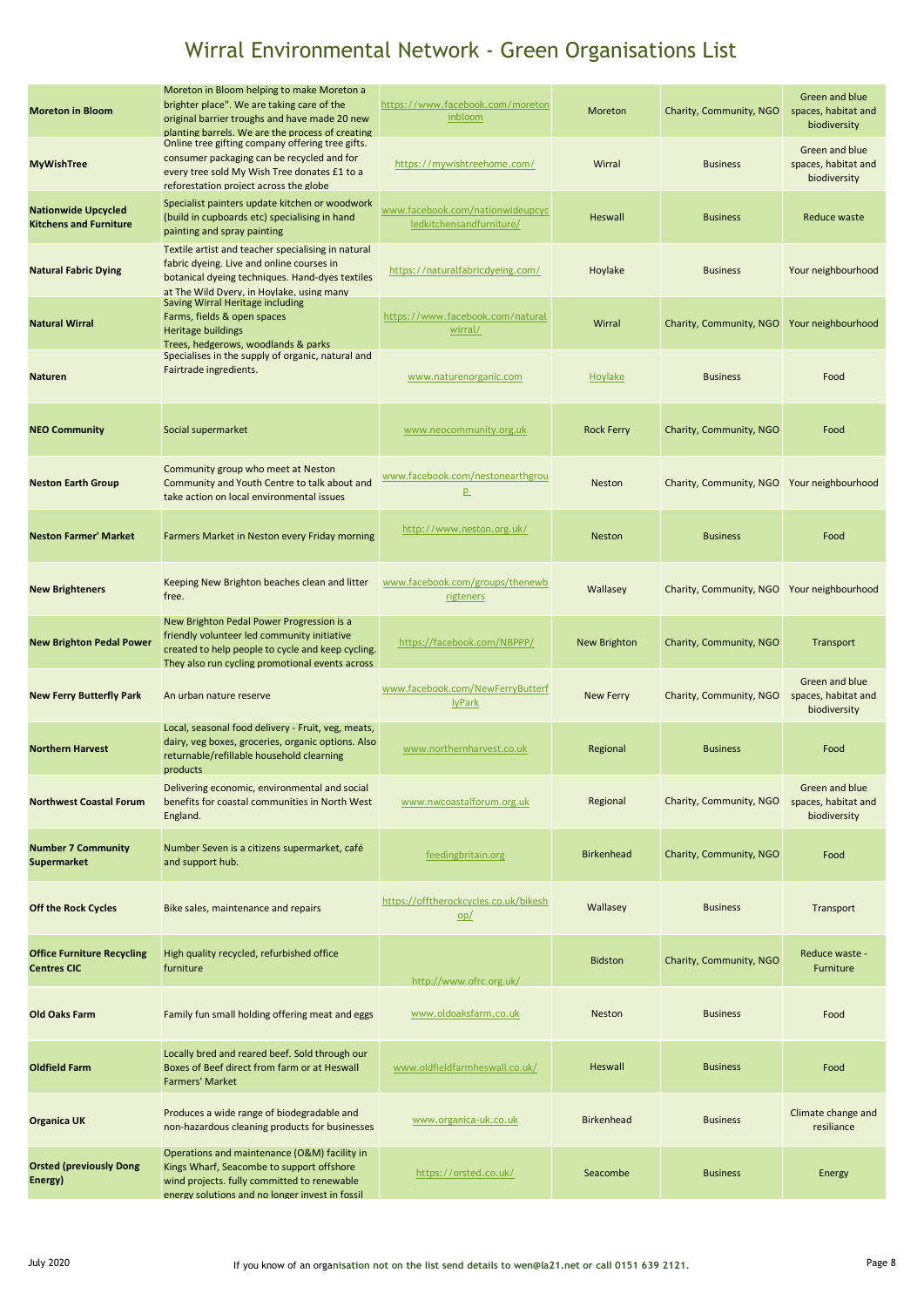# Wirral Environmental Network - Green Organisations List

| | | | | | |
|---|---|---|---|---|---|
| **Moreton in Bloom** | Moreton in Bloom helping to make Moreton a brighter place". We are taking care of the original barrier troughs and have made 20 new planting barrels. We are the process of creating | https://www.facebook.com/moretoninbloom | Moreton | Charity, Community, NGO | Green and blue spaces, habitat and biodiversity |
| **MyWishTree** | Online tree gifting company offering tree gifts. consumer packaging can be recycled and for every tree sold My Wish Tree donates £1 to a reforestation project across the globe | https://mywishtreehome.com/ | Wirral | Business | Green and blue spaces, habitat and biodiversity |
| **Nationwide Upcycled Kitchens and Furniture** | Specialist painters update kitchen or woodwork (build in cupboards etc) specialising in hand painting and spray painting | www.facebook.com/nationwideupcycledkitchensandfurniture/ | Heswall | Business | Reduce waste |
| **Natural Fabric Dying** | Textile artist and teacher specialising in natural fabric dyeing. Live and online courses in botanical dyeing techniques. Hand-dyes textiles at The Wild Dyery, in Hoylake, using many | https://naturalfabricdyeing.com/ | Hoylake | Business | Your neighbourhood |
| **Natural Wirral** | Saving Wirral Heritage including<br>Farms, fields & open spaces<br>Heritage buildings<br>Trees, hedgerows, woodlands & parks | https://www.facebook.com/naturalwirral/ | Wirral | Charity, Community, NGO | Your neighbourhood |
| **Naturen** | Specialises in the supply of organic, natural and Fairtrade ingredients. | www.naturenorganic.com | Hoylake | Business | Food |
| **NEO Community** | Social supermarket | www.neocommunity.org.uk | Rock Ferry | Charity, Community, NGO | Food |
| **Neston Earth Group** | Community group who meet at Neston Community and Youth Centre to talk about and take action on local environmental issues | www.facebook.com/nestonearthgroup | Neston | Charity, Community, NGO | Your neighbourhood |
| **Neston Farmer' Market** | Farmers Market in Neston every Friday morning | http://www.neston.org.uk/ | Neston | Business | Food |
| **New Brighteners** | Keeping New Brighton beaches clean and litter free. | www.facebook.com/groups/thenewbrigteners | Wallasey | Charity, Community, NGO | Your neighbourhood |
| **New Brighton Pedal Power** | New Brighton Pedal Power Progression is a friendly volunteer led community initiative created to help people to cycle and keep cycling. They also run cycling promotional events across | https://facebook.com/NBPPP/ | New Brighton | Charity, Community, NGO | Transport |
| **New Ferry Butterfly Park** | An urban nature reserve | www.facebook.com/NewFerryButterflyPark | New Ferry | Charity, Community, NGO | Green and blue spaces, habitat and biodiversity |
| **Northern Harvest** | Local, seasonal food delivery - Fruit, veg, meats, dairy, veg boxes, groceries, organic options. Also returnable/refillable household clearning products | www.northernharvest.co.uk | Regional | Business | Food |
| **Northwest Coastal Forum** | Delivering economic, environmental and social benefits for coastal communities in North West England. | www.nwcoastalforum.org.uk | Regional | Charity, Community, NGO | Green and blue spaces, habitat and biodiversity |
| **Number 7 Community Supermarket** | Number Seven is a citizens supermarket, café and support hub. | feedingbritain.org | Birkenhead | Charity, Community, NGO | Food |
| **Off the Rock Cycles** | Bike sales, maintenance and repairs | https://offtherockcycles.co.uk/bikeshop/ | Wallasey | Business | Transport |
| **Office Furniture Recycling Centres CIC** | High quality recycled, refurbished office furniture | http://www.ofrc.org.uk/ | Bidston | Charity, Community, NGO | Reduce waste - Furniture |
| **Old Oaks Farm** | Family fun small holding offering meat and eggs | www.oldoaksfarm.co.uk | Neston | Business | Food |
| **Oldfield Farm** | Locally bred and reared beef. Sold through our Boxes of Beef direct from farm or at Heswall Farmers' Market | www.oldfieldfarmheswall.co.uk/ | Heswall | Business | Food |
| **Organica UK** | Produces a wide range of biodegradable and non-hazardous cleaning products for businesses | www.organica-uk.co.uk | Birkenhead | Business | Climate change and resiliance |
| **Orsted (previously Dong Energy)** | Operations and maintenance (O&M) facility in Kings Wharf, Seacombe to support offshore wind projects. fully committed to renewable energy solutions and no longer invest in fossil | https://orsted.co.uk/ | Seacombe | Business | Energy |

July 2020 If you know of an organisation not on the list send details to wen@la21.net or call 0151 639 2121.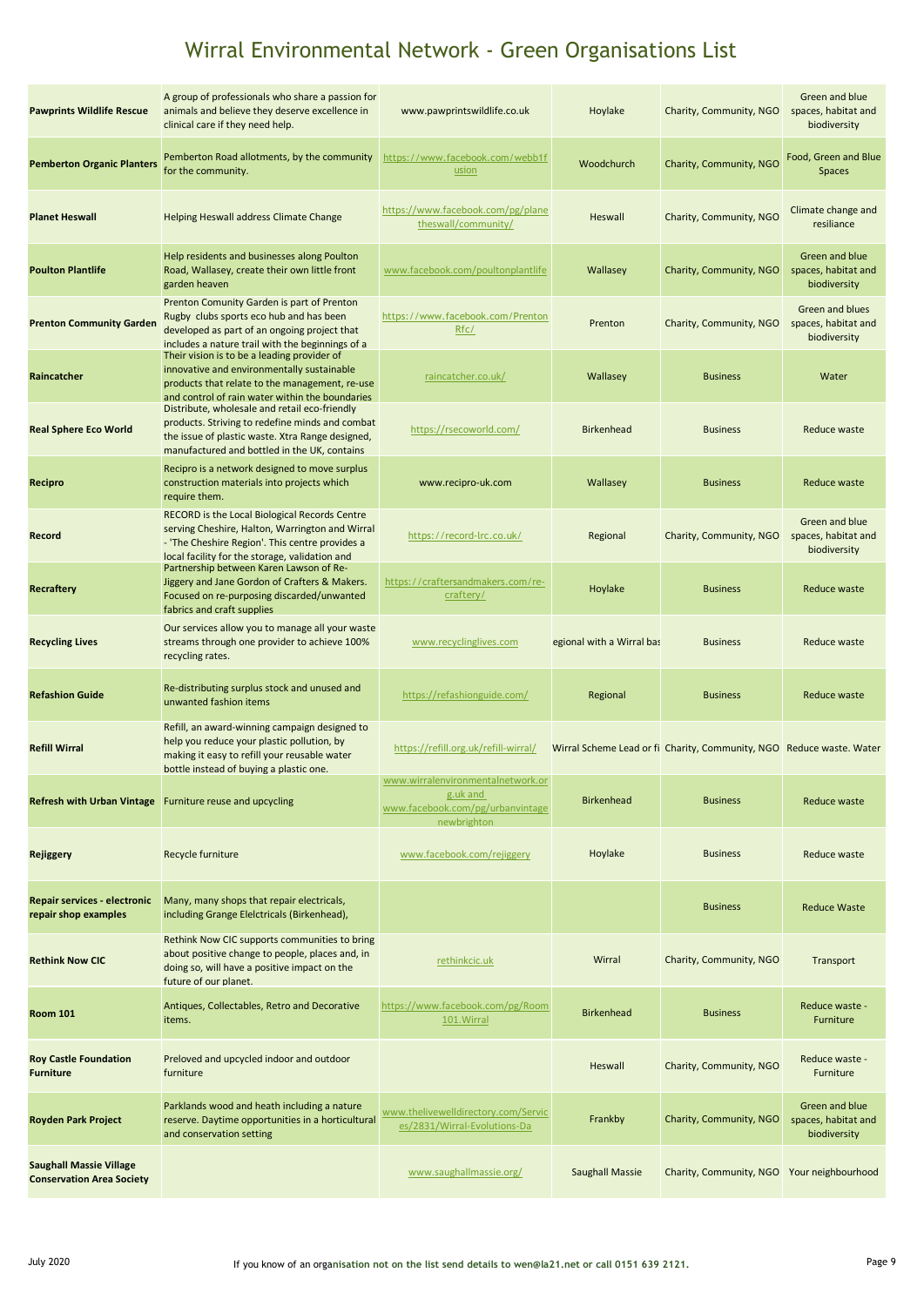# Wirral Environmental Network - Green Organisations List

| | | | | | |
|---|---|---|---|---|---|
| **Pawprints Wildlife Rescue** | A group of professionals who share a passion for animals and believe they deserve excellence in clinical care if they need help. | www.pawprintswildlife.co.uk | Hoylake | Charity, Community, NGO | Green and blue spaces, habitat and biodiversity |
| **Pemberton Organic Planters** | Pemberton Road allotments, by the community for the community. | https://www.facebook.com/webb1fusion | Woodchurch | Charity, Community, NGO | Food, Green and Blue Spaces |
| **Planet Heswall** | Helping Heswall address Climate Change | https://www.facebook.com/pg/planetheswall/community/ | Heswall | Charity, Community, NGO | Climate change and resiliance |
| **Poulton Plantlife** | Help residents and businesses along Poulton Road, Wallasey, create their own little front garden heaven | www.facebook.com/poultonplantlife | Wallasey | Charity, Community, NGO | Green and blue spaces, habitat and biodiversity |
| **Prenton Community Garden** | Prenton Comunity Garden is part of Prenton Rugby clubs sports eco hub and has been developed as part of an ongoing project that includes a nature trail with the beginnings of a | https://www.facebook.com/PrentonRfc/ | Prenton | Charity, Community, NGO | Green and blues spaces, habitat and biodiversity |
| **Raincatcher** | Their vision is to be a leading provider of innovative and environmentally sustainable products that relate to the management, re-use and control of rain water within the boundaries | raincatcher.co.uk/ | Wallasey | Business | Water |
| **Real Sphere Eco World** | Distribute, wholesale and retail eco-friendly products. Striving to redefine minds and combat the issue of plastic waste. Xtra Range designed, manufactured and bottled in the UK, contains | https://rsecoworld.com/ | Birkenhead | Business | Reduce waste |
| **Recipro** | Recipro is a network designed to move surplus construction materials into projects which require them. | www.recipro-uk.com | Wallasey | Business | Reduce waste |
| **Record** | RECORD is the Local Biological Records Centre serving Cheshire, Halton, Warrington and Wirral - 'The Cheshire Region'. This centre provides a local facility for the storage, validation and | https://record-lrc.co.uk/ | Regional | Charity, Community, NGO | Green and blue spaces, habitat and biodiversity |
| **Recraftery** | Partnership between Karen Lawson of Re-Jiggery and Jane Gordon of Crafters & Makers. Focused on re-purposing discarded/unwanted fabrics and craft supplies | https://craftersandmakers.com/re-craftery/ | Hoylake | Business | Reduce waste |
| **Recycling Lives** | Our services allow you to manage all your waste streams through one provider to achieve 100% recycling rates. | www.recyclinglives.com | egional with a Wirral bas | Business | Reduce waste |
| **Refashion Guide** | Re-distributing surplus stock and unused and unwanted fashion items | https://refashionguide.com/ | Regional | Business | Reduce waste |
| **Refill Wirral** | Refill, an award-winning campaign designed to help you reduce your plastic pollution, by making it easy to refill your reusable water bottle instead of buying a plastic one. | https://refill.org.uk/refill-wirral/ | Wirral Scheme Lead or fi | Charity, Community, NGO | Reduce waste. Water |
| **Refresh with Urban Vintage** | Furniture reuse and upcycling | www.wirralenvironmentalnetwork.org.uk and www.facebook.com/pg/urbanvintagenewbrighton | Birkenhead | Business | Reduce waste |
| **Rejiggery** | Recycle furniture | www.facebook.com/rejiggery | Hoylake | Business | Reduce waste |
| **Repair services - electronic repair shop examples** | Many, many shops that repair electricals, including Grange Elelctricals (Birkenhead), | | | Business | Reduce Waste |
| **Rethink Now CIC** | Rethink Now CIC supports communities to bring about positive change to people, places and, in doing so, will have a positive impact on the future of our planet. | rethinkcic.uk | Wirral | Charity, Community, NGO | Transport |
| **Room 101** | Antiques, Collectables, Retro and Decorative items. | https://www.facebook.com/pg/Room101.Wirral | Birkenhead | Business | Reduce waste - Furniture |
| **Roy Castle Foundation Furniture** | Preloved and upcycled indoor and outdoor furniture | | Heswall | Charity, Community, NGO | Reduce waste - Furniture |
| **Royden Park Project** | Parklands wood and heath including a nature reserve. Daytime opportunities in a horticultural and conservation setting | www.thelivewelldirectory.com/Services/2831/Wirral-Evolutions-Da | Frankby | Charity, Community, NGO | Green and blue spaces, habitat and biodiversity |
| **Saughall Massie Village Conservation Area Society** | | www.saughallmassie.org/ | Saughall Massie | Charity, Community, NGO | Your neighbourhood |

July 2020 — If you know of an organisation not on the list send details to wen@la21.net or call 0151 639 2121.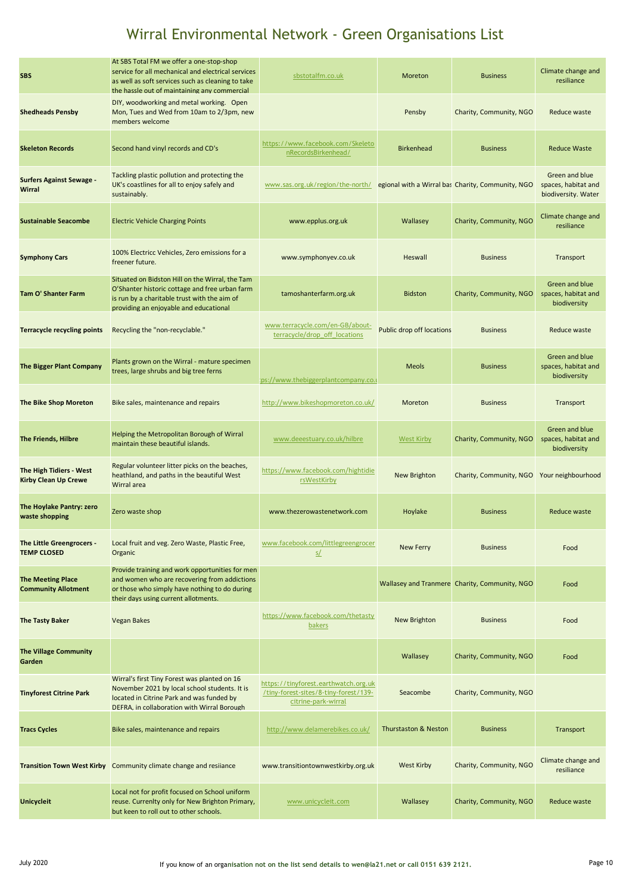# Wirral Environmental Network - Green Organisations List

| | | | | | |
|---|---|---|---|---|---|
| **SBS** | At SBS Total FM we offer a one-stop-shop service for all mechanical and electrical services as well as soft services such as cleaning to take the hassle out of maintaining any commercial | sbstotalfm.co.uk | Moreton | Business | Climate change and resiliance |
| **Shedheads Pensby** | DIY, woodworking and metal working. Open Mon, Tues and Wed from 10am to 2/3pm, new members welcome | | Pensby | Charity, Community, NGO | Reduce waste |
| **Skeleton Records** | Second hand vinyl records and CD's | https://www.facebook.com/SkeletonRecordsBirkenhead/ | Birkenhead | Business | Reduce Waste |
| **Surfers Against Sewage - Wirral** | Tackling plastic pollution and protecting the UK's coastlines for all to enjoy safely and sustainably. | www.sas.org.uk/region/the-north/ | egional with a Wirral bas | Charity, Community, NGO | Green and blue spaces, habitat and biodiversity. Water |
| **Sustainable Seacombe** | Electric Vehicle Charging Points | www.epplus.org.uk | Wallasey | Charity, Community, NGO | Climate change and resiliance |
| **Symphony Cars** | 100% Electricc Vehicles, Zero emissions for a freener future. | www.symphonyev.co.uk | Heswall | Business | Transport |
| **Tam O' Shanter Farm** | Situated on Bidston Hill on the Wirral, the Tam O'Shanter historic cottage and free urban farm is run by a charitable trust with the aim of providing an enjoyable and educational | tamoshanterfarm.org.uk | Bidston | Charity, Community, NGO | Green and blue spaces, habitat and biodiversity |
| **Terracycle recycling points** | Recycling the "non-recyclable." | www.terracycle.com/en-GB/about-terracycle/drop_off_locations | Public drop off locations | Business | Reduce waste |
| **The Bigger Plant Company** | Plants grown on the Wirral - mature specimen trees, large shrubs and big tree ferns | :ps://www.thebiggerplantcompany.co.u | Meols | Business | Green and blue spaces, habitat and biodiversity |
| **The Bike Shop Moreton** | Bike sales, maintenance and repairs | http://www.bikeshopmoreton.co.uk/ | Moreton | Business | Transport |
| **The Friends, Hilbre** | Helping the Metropolitan Borough of Wirral maintain these beautiful islands. | www.deeestuary.co.uk/hilbre | West Kirby | Charity, Community, NGO | Green and blue spaces, habitat and biodiversity |
| **The High Tidiers - West Kirby Clean Up Crewe** | Regular volunteer litter picks on the beaches, heathland, and paths in the beautiful West Wirral area | https://www.facebook.com/hightidiersWestKirby | New Brighton | Charity, Community, NGO | Your neighbourhood |
| **The Hoylake Pantry: zero waste shopping** | Zero waste shop | www.thezerowastenetwork.com | Hoylake | Business | Reduce waste |
| **The Little Greengrocers - TEMP CLOSED** | Local fruit and veg. Zero Waste, Plastic Free, Organic | www.facebook.com/littlegreengrocers/ | New Ferry | Business | Food |
| **The Meeting Place Community Allotment** | Provide training and work opportunities for men and women who are recovering from addictions or those who simply have nothing to do during their days using current allotments. | | Wallasey and Tranmere | Charity, Community, NGO | Food |
| **The Tasty Baker** | Vegan Bakes | https://www.facebook.com/thetastybakers | New Brighton | Business | Food |
| **The Village Community Garden** | | | Wallasey | Charity, Community, NGO | Food |
| **Tinyforest Citrine Park** | Wirral's first Tiny Forest was planted on 16 November 2021 by local school students. It is located in Citrine Park and was funded by DEFRA, in collaboration with Wirral Borough | https://tinyforest.earthwatch.org.uk/tiny-forest-sites/8-tiny-forest/139-citrine-park-wirral | Seacombe | Charity, Community, NGO | |
| **Tracs Cycles** | Bike sales, maintenance and repairs | http://www.delamerebikes.co.uk/ | Thurstaston & Neston | Business | Transport |
| **Transition Town West Kirby** | Community climate change and resiiance | www.transitiontownwestkirby.org.uk | West Kirby | Charity, Community, NGO | Climate change and resiliance |
| **Unicycleit** | Local not for profit focused on School uniform reuse. Currenlty only for New Brighton Primary, but keen to roll out to other schools. | www.unicycleit.com | Wallasey | Charity, Community, NGO | Reduce waste |

July 2020

If you know of an organisation not on the list send details to wen@la21.net or call 0151 639 2121.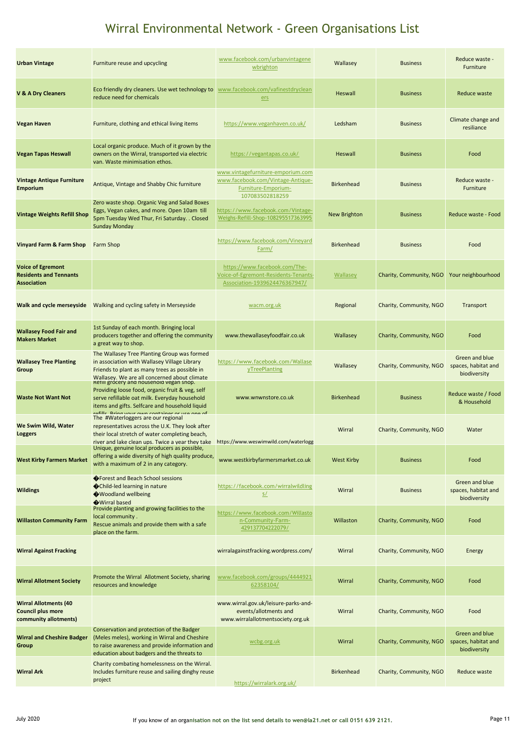# Wirral Environmental Network - Green Organisations List

| | | | | | |
|---|---|---|---|---|---|
| **Urban Vintage** | Furniture reuse and upcycling | www.facebook.com/urbanvintagenewbrighton | Wallasey | Business | Reduce waste - Furniture |
| **V & A Dry Cleaners** | Eco friendly dry cleaners. Use wet technology to reduce need for chemicals | www.facebook.com/vafinestdrycleaners | Heswall | Business | Reduce waste |
| **Vegan Haven** | Furniture, clothing and ethical living items | https://www.veganhaven.co.uk/ | Ledsham | Business | Climate change and resiliance |
| **Vegan Tapas Heswall** | Local organic produce. Much of it grown by the owners on the Wirral, transported via electric van. Waste minimisation ethos. | https://vegantapas.co.uk/ | Heswall | Business | Food |
| **Vintage Antique Furniture Emporium** | Antique, Vintage and Shabby Chic furniture | www.vintagefurniture-emporium.com www.facebook.com/Vintage-Antique-Furniture-Emporium-107083502818259 | Birkenhead | Business | Reduce waste - Furniture |
| **Vintage Weights Refill Shop** | Zero waste shop. Organic Veg and Salad Boxes Eggs, Vegan cakes, and more. Open 10am till 5pm Tuesday Wed Thur, Fri Saturday. . Closed Sunday Monday | https://www.facebook.com/Vintage-Weighs-Refill-Shop-108295517363995 | New Brighton | Business | Reduce waste - Food |
| **Vinyard Farm & Farm Shop** | Farm Shop | https://www.facebook.com/VineyardFarm/ | Birkenhead | Business | Food |
| **Voice of Egremont Residents and Tennants Association** | | https://www.facebook.com/The-Voice-of-Egremont-Residents-Tenants-Association-1939624476367947/ | Wallasey | Charity, Community, NGO | Your neighbourhood |
| **Walk and cycle merseyside** | Walking and cycling safety in Merseyside | wacm.org.uk | Regional | Charity, Community, NGO | Transport |
| **Wallasey Food Fair and Makers Market** | 1st Sunday of each month. Bringing local producers together and offering the community a great way to shop. | www.thewallaseyfoodfair.co.uk | Wallasey | Charity, Community, NGO | Food |
| **Wallasey Tree Planting Group** | The Wallasey Tree Planting Group was formed in association with Wallasey Village Library Friends to plant as many trees as possible in Wallasey. We are all concerned about climate | https://www.facebook.com/WallaseyTreePlanting | Wallasey | Charity, Community, NGO | Green and blue spaces, habitat and biodiversity |
| **Waste Not Want Not** | Refill grocery and household vegan shop. Providing loose food, organic fruit & veg, self serve refillable oat milk. Everyday household items and gifts. Selfcare and household liquid refills. Bring your own container or use one of | www.wnwnstore.co.uk | Birkenhead | Business | Reduce waste / Food & Household |
| **We Swim Wild, Water Loggers** | The #Waterloggers are our regional representatives across the U.K. They look after their local stretch of water completing beach, river and lake clean ups. Twice a year they take | https://www.weswimwild.com/waterlogg | Wirral | Charity, Community, NGO | Water |
| **West Kirby Farmers Market** | Unique, genuine local producers as possible, offering a wide diversity of high quality produce, with a maximum of 2 in any category. | www.westkirbyfarmersmarket.co.uk | West Kirby | Business | Food |
| **Wildings** | �Forest and Beach School sessions �Child-led learning in nature �Woodland wellbeing �Wirral based | https://facebook.com/wirralwildlings/ | Wirral | Business | Green and blue spaces, habitat and biodiversity |
| **Willaston Community Farm** | Provide planting and growing facilities to the local community . Rescue animals and provide them with a safe place on the farm. | https://www.facebook.com/Willaston-Community-Farm-429137704222079/ | Willaston | Charity, Community, NGO | Food |
| **Wirral Against Fracking** | | wirralagainstfracking.wordpress.com/ | Wirral | Charity, Community, NGO | Energy |
| **Wirral Allotment Society** | Promote the Wirral Allotment Society, sharing resources and knowledge | www.facebook.com/groups/444492162358104/ | Wirral | Charity, Community, NGO | Food |
| **Wirral Allotments (40 Council plus more community allotments)** | | www.wirral.gov.uk/leisure-parks-and-events/allotments and www.wirralallotmentsociety.org.uk | Wirral | Charity, Community, NGO | Food |
| **Wirral and Cheshire Badger Group** | Conservation and protection of the Badger (Meles meles), working in Wirral and Cheshire to raise awareness and provide information and education about badgers and the threats to | wcbg.org.uk | Wirral | Charity, Community, NGO | Green and blue spaces, habitat and biodiversity |
| **Wirral Ark** | Charity combating homelessness on the Wirral. Includes furniture reuse and sailing dinghy reuse project | https://wirralark.org.uk/ | Birkenhead | Charity, Community, NGO | Reduce waste |

July 2020 — If you know of an organisation not on the list send details to wen@la21.net or call 0151 639 2121.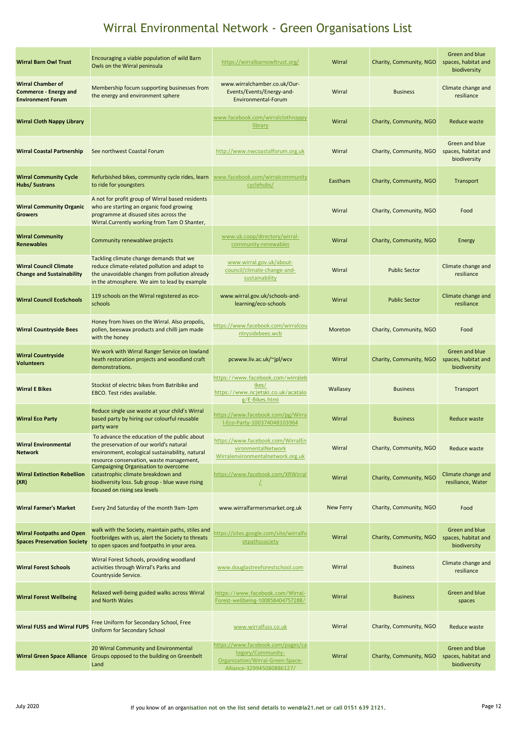# Wirral Environmental Network - Green Organisations List

| | | | | | |
|---|---|---|---|---|---|
| **Wirral Barn Owl Trust** | Encouraging a viable population of wild Barn Owls on the Wirral peninsula | https://wirralbarnowltrust.org/ | Wirral | Charity, Community, NGO | Green and blue spaces, habitat and biodiversity |
| **Wirral Chamber of Commerce - Energy and Environment Forum** | Membership focum supporting businesses from the energy and environment sphere | www.wirralchamber.co.uk/Our-Events/Events/Energy-and-Environmental-Forum | Wirral | Business | Climate change and resiliance |
| **Wirral Cloth Nappy Library** | | www.facebook.com/wirralclothnappylibrary | Wirral | Charity, Community, NGO | Reduce waste |
| **Wirral Coastal Partnership** | See northwest Coastal Forum | http://www.nwcoastalforum.org.uk | Wirral | Charity, Community, NGO | Green and blue spaces, habitat and biodiversity |
| **Wirral Community Cycle Hubs/ Sustrans** | Refurbished bikes, community cycle rides, learn to ride for youngsters | www.facebook.com/wirralcommunitycyclehubs/ | Eastham | Charity, Community, NGO | Transport |
| **Wirral Community Organic Growers** | A not for profit group of Wirral based residents who are starting an organic food growing programme at disused sites across the Wirral.Currently working from Tam O Shanter, | | Wirral | Charity, Community, NGO | Food |
| **Wirral Community Renewables** | Community renewablwe projects | www.uk.coop/directory/wirral-community-renewables | Wirral | Charity, Community, NGO | Energy |
| **Wirral Council Climate Change and Sustainability** | Tackling climate change demands that we reduce climate-related pollution and adapt to the unavoidable changes from pollution already in the atmosphere. We aim to lead by example | www.wirral.gov.uk/about-council/climate-change-and-sustainability | Wirral | Public Sector | Climate change and resiliance |
| **Wirral Council EcoSchools** | 119 schools on the Wirral registered as eco-schools | www.wirral.gov.uk/schools-and-learning/eco-schools | Wirral | Public Sector | Climate change and resiliance |
| **Wirral Countryside Bees** | Honey from hives on the Wirral. Also propolis, pollen, beeswax products and chilli jam made with the honey | https://www.facebook.com/wirralcountrysidebees.wcb | Moreton | Charity, Community, NGO | Food |
| **Wirral Countryside Volunteers** | We work with Wirral Ranger Service on lowland heath restoration projects and woodland craft demonstrations. | pcwww.liv.ac.uk/~jpl/wcv | Wirral | Charity, Community, NGO | Green and blue spaces, habitat and biodiversity |
| **Wirral E Bikes** | Stockist of electric bikes from Batribike and EBCO. Test rides available. | https://www.facebook.com/wirralebikes/ https://www.ncjetski.co.uk/acatalog/E-Bikes.html | Wallasey | Business | Transport |
| **Wirral Eco Party** | Reduce single use waste at your child's Wirral based party by hiring our colourful reusable party ware | https://www.facebook.com/pg/Wirral-Eco-Party-100374048103964 | Wirral | Business | Reduce waste |
| **Wirral Environmental Network** | To advance the education of the public about the preservation of our world's natural environment, ecological sustainability, natural resource conservation, waste management, | https://www.facebook.com/WirralEnvironmentalNetwork Wirralenvironmentalnetwork.org.uk | Wirral | Charity, Community, NGO | Reduce waste |
| **Wirral Extinction Rebellion (XR)** | Campaigning Organisation to overcome catastrophic climate breakdown and biodiversity loss. Sub group - blue wave rising focused on rising sea levels | https://www.facebook.com/XRWirral/ | Wirral | Charity, Community, NGO | Climate change and resiliance, Water |
| **Wirral Farmer's Market** | Every 2nd Saturday of the month 9am-1pm | www.wirralfarmersmarket.org.uk | New Ferry | Charity, Community, NGO | Food |
| **Wirral Footpaths and Open Spaces Preservation Society** | walk with the Society, maintain paths, stiles and footbridges with us, alert the Society to threats to open spaces and footpaths in your area. | https://sites.google.com/site/wirralfootpathssociety | Wirral | Charity, Community, NGO | Green and blue spaces, habitat and biodiversity |
| **Wirral Forest Schools** | Wirral Forest Schools, providing woodland activities through Wirral's Parks and Countryside Service. | www.douglastreeforestschool.com | Wirral | Business | Climate change and resiliance |
| **Wirral Forest Wellbeing** | Relaxed well-being guided walks across Wirral and North Wales | https://www.facebook.com/Wirral-Forest-wellbeing-100858404757288/ | Wirral | Business | Green and blue spaces |
| **Wirral FUSS and Wirral FUPS** | Free Uniform for Secondary School, Free Uniform for Secondary School | www.wirralfuss.co.uk | Wirral | Charity, Community, NGO | Reduce waste |
| **Wirral Green Space Alliance** | 20 Wirral Community and Environmental Groups opposed to the building on Greenbelt Land | https://www.facebook.com/pages/category/Community-Organization/Wirral-Green-Space-Alliance-329945080886127/ | Wirral | Charity, Community, NGO | Green and blue spaces, habitat and biodiversity |

July 2020

If you know of an organisation not on the list send details to wen@la21.net or call 0151 639 2121.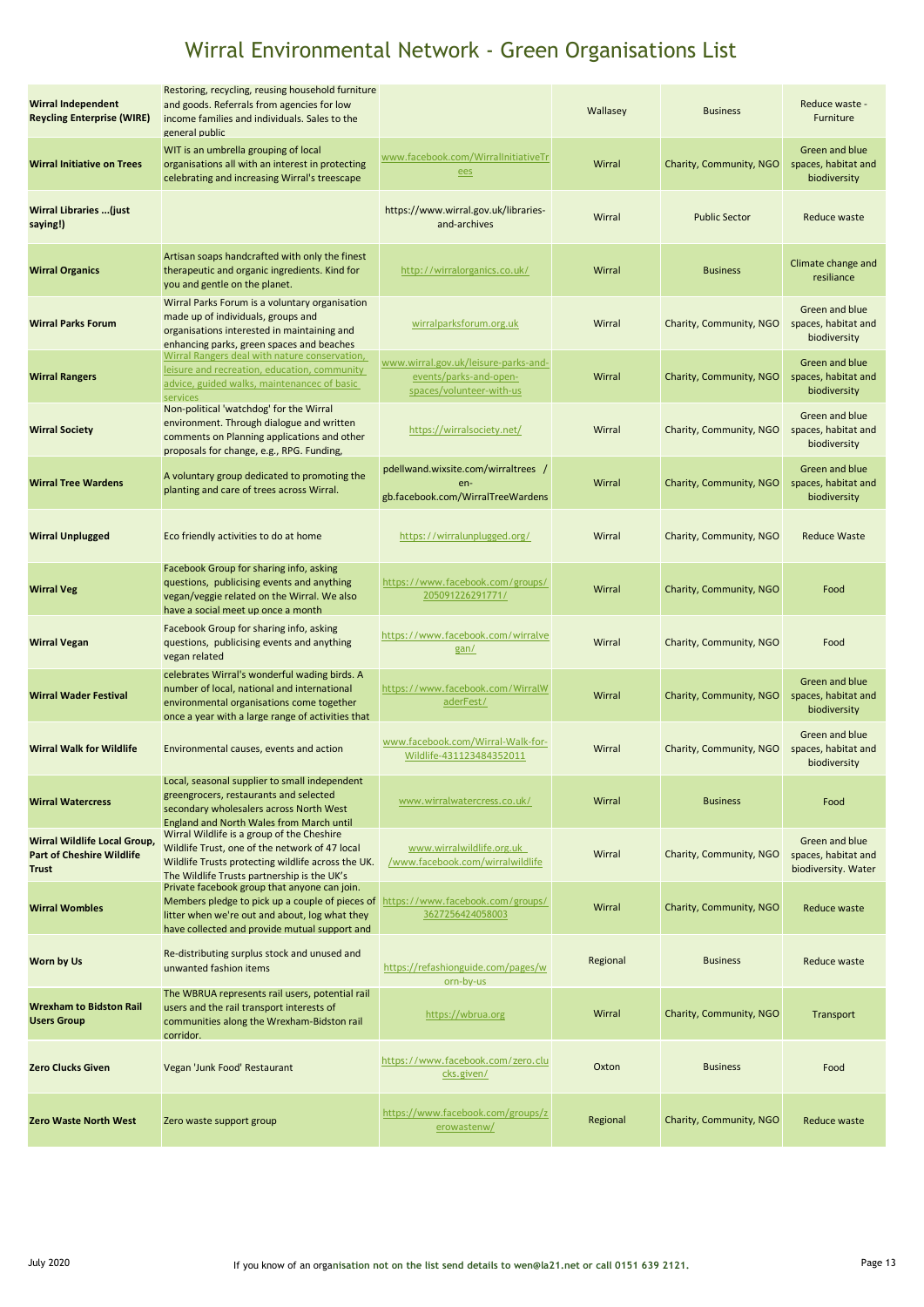# Wirral Environmental Network - Green Organisations List

| | | | | | |
|---|---|---|---|---|---|
| **Wirral Independent Reycling Enterprise (WIRE)** | Restoring, recycling, reusing household furniture and goods. Referrals from agencies for low income families and individuals. Sales to the general public | | Wallasey | Business | Reduce waste - Furniture |
| **Wirral Initiative on Trees** | WIT is an umbrella grouping of local organisations all with an interest in protecting celebrating and increasing Wirral's treescape | www.facebook.com/WirralInitiativeTrees | Wirral | Charity, Community, NGO | Green and blue spaces, habitat and biodiversity |
| **Wirral Libraries ...(just saying!)** | | https://www.wirral.gov.uk/libraries-and-archives | Wirral | Public Sector | Reduce waste |
| **Wirral Organics** | Artisan soaps handcrafted with only the finest therapeutic and organic ingredients. Kind for you and gentle on the planet. | http://wirralorganics.co.uk/ | Wirral | Business | Climate change and resiliance |
| **Wirral Parks Forum** | Wirral Parks Forum is a voluntary organisation made up of individuals, groups and organisations interested in maintaining and enhancing parks, green spaces and beaches | wirralparksforum.org.uk | Wirral | Charity, Community, NGO | Green and blue spaces, habitat and biodiversity |
| **Wirral Rangers** | Wirral Rangers deal with nature conservation, leisure and recreation, education, community advice, guided walks, maintenancec of basic services | www.wirral.gov.uk/leisure-parks-and-events/parks-and-open-spaces/volunteer-with-us | Wirral | Charity, Community, NGO | Green and blue spaces, habitat and biodiversity |
| **Wirral Society** | Non-political 'watchdog' for the Wirral environment. Through dialogue and written comments on Planning applications and other proposals for change, e.g., RPG. Funding, | https://wirralsociety.net/ | Wirral | Charity, Community, NGO | Green and blue spaces, habitat and biodiversity |
| **Wirral Tree Wardens** | A voluntary group dedicated to promoting the planting and care of trees across Wirral. | pdellwand.wixsite.com/wirraltrees / en-gb.facebook.com/WirralTreeWardens | Wirral | Charity, Community, NGO | Green and blue spaces, habitat and biodiversity |
| **Wirral Unplugged** | Eco friendly activities to do at home | https://wirralunplugged.org/ | Wirral | Charity, Community, NGO | Reduce Waste |
| **Wirral Veg** | Facebook Group for sharing info, asking questions, publicising events and anything vegan/veggie related on the Wirral. We also have a social meet up once a month | https://www.facebook.com/groups/205091226291771/ | Wirral | Charity, Community, NGO | Food |
| **Wirral Vegan** | Facebook Group for sharing info, asking questions, publicising events and anything vegan related | https://www.facebook.com/wirralvegan/ | Wirral | Charity, Community, NGO | Food |
| **Wirral Wader Festival** | celebrates Wirral's wonderful wading birds. A number of local, national and international environmental organisations come together once a year with a large range of activities that | https://www.facebook.com/WirralWaderFest/ | Wirral | Charity, Community, NGO | Green and blue spaces, habitat and biodiversity |
| **Wirral Walk for Wildlife** | Environmental causes, events and action | www.facebook.com/Wirral-Walk-for-Wildlife-431123484352011 | Wirral | Charity, Community, NGO | Green and blue spaces, habitat and biodiversity |
| **Wirral Watercress** | Local, seasonal supplier to small independent greengrocers, restaurants and selected secondary wholesalers across North West England and North Wales from March until | www.wirralwatercress.co.uk/ | Wirral | Business | Food |
| **Wirral Wildlife Local Group, Part of Cheshire Wildlife Trust** | Wirral Wildlife is a group of the Cheshire Wildlife Trust, one of the network of 47 local Wildlife Trusts protecting wildlife across the UK. The Wildlife Trusts partnership is the UK's | www.wirralwildlife.org.uk /www.facebook.com/wirralwildlife | Wirral | Charity, Community, NGO | Green and blue spaces, habitat and biodiversity. Water |
| **Wirral Wombles** | Private facebook group that anyone can join. Members pledge to pick up a couple of pieces of litter when we're out and about, log what they have collected and provide mutual support and | https://www.facebook.com/groups/3627256424058003 | Wirral | Charity, Community, NGO | Reduce waste |
| **Worn by Us** | Re-distributing surplus stock and unused and unwanted fashion items | https://refashionguide.com/pages/worn-by-us | Regional | Business | Reduce waste |
| **Wrexham to Bidston Rail Users Group** | The WBRUA represents rail users, potential rail users and the rail transport interests of communities along the Wrexham-Bidston rail corridor. | https://wbrua.org | Wirral | Charity, Community, NGO | Transport |
| **Zero Clucks Given** | Vegan 'Junk Food' Restaurant | https://www.facebook.com/zero.clucks.given/ | Oxton | Business | Food |
| **Zero Waste North West** | Zero waste support group | https://www.facebook.com/groups/zerowastenw/ | Regional | Charity, Community, NGO | Reduce waste |

July 2020

If you know of an organisation not on the list send details to wen@la21.net or call 0151 639 2121.